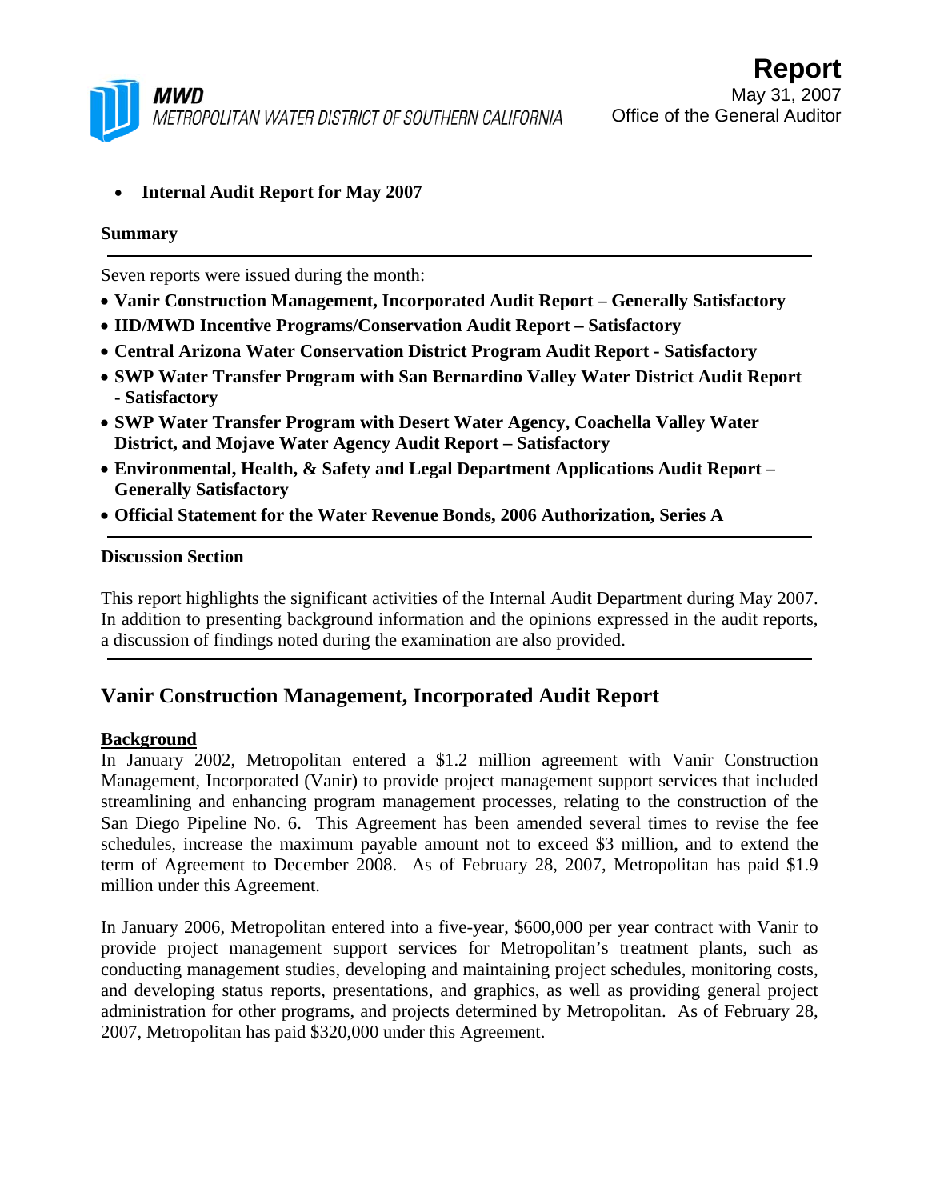**MWD**
METROPOLITAN WATER DISTRICT OF SOUTHERN CALIFORNIA

**Report**
May 31, 2007
Office of the General Auditor

- **Internal Audit Report for May 2007**

**Summary**

Seven reports were issued during the month:

- **Vanir Construction Management, Incorporated Audit Report – Generally Satisfactory**
- **IID/MWD Incentive Programs/Conservation Audit Report – Satisfactory**
- **Central Arizona Water Conservation District Program Audit Report - Satisfactory**
- **SWP Water Transfer Program with San Bernardino Valley Water District Audit Report - Satisfactory**
- **SWP Water Transfer Program with Desert Water Agency, Coachella Valley Water District, and Mojave Water Agency Audit Report – Satisfactory**
- **Environmental, Health, & Safety and Legal Department Applications Audit Report – Generally Satisfactory**
- **Official Statement for the Water Revenue Bonds, 2006 Authorization, Series A**

**Discussion Section**

This report highlights the significant activities of the Internal Audit Department during May 2007. In addition to presenting background information and the opinions expressed in the audit reports, a discussion of findings noted during the examination are also provided.

## Vanir Construction Management, Incorporated Audit Report

**Background**

In January 2002, Metropolitan entered a $1.2 million agreement with Vanir Construction Management, Incorporated (Vanir) to provide project management support services that included streamlining and enhancing program management processes, relating to the construction of the San Diego Pipeline No. 6. This Agreement has been amended several times to revise the fee schedules, increase the maximum payable amount not to exceed $3 million, and to extend the term of Agreement to December 2008. As of February 28, 2007, Metropolitan has paid $1.9 million under this Agreement.

In January 2006, Metropolitan entered into a five-year, $600,000 per year contract with Vanir to provide project management support services for Metropolitan's treatment plants, such as conducting management studies, developing and maintaining project schedules, monitoring costs, and developing status reports, presentations, and graphics, as well as providing general project administration for other programs, and projects determined by Metropolitan. As of February 28, 2007, Metropolitan has paid $320,000 under this Agreement.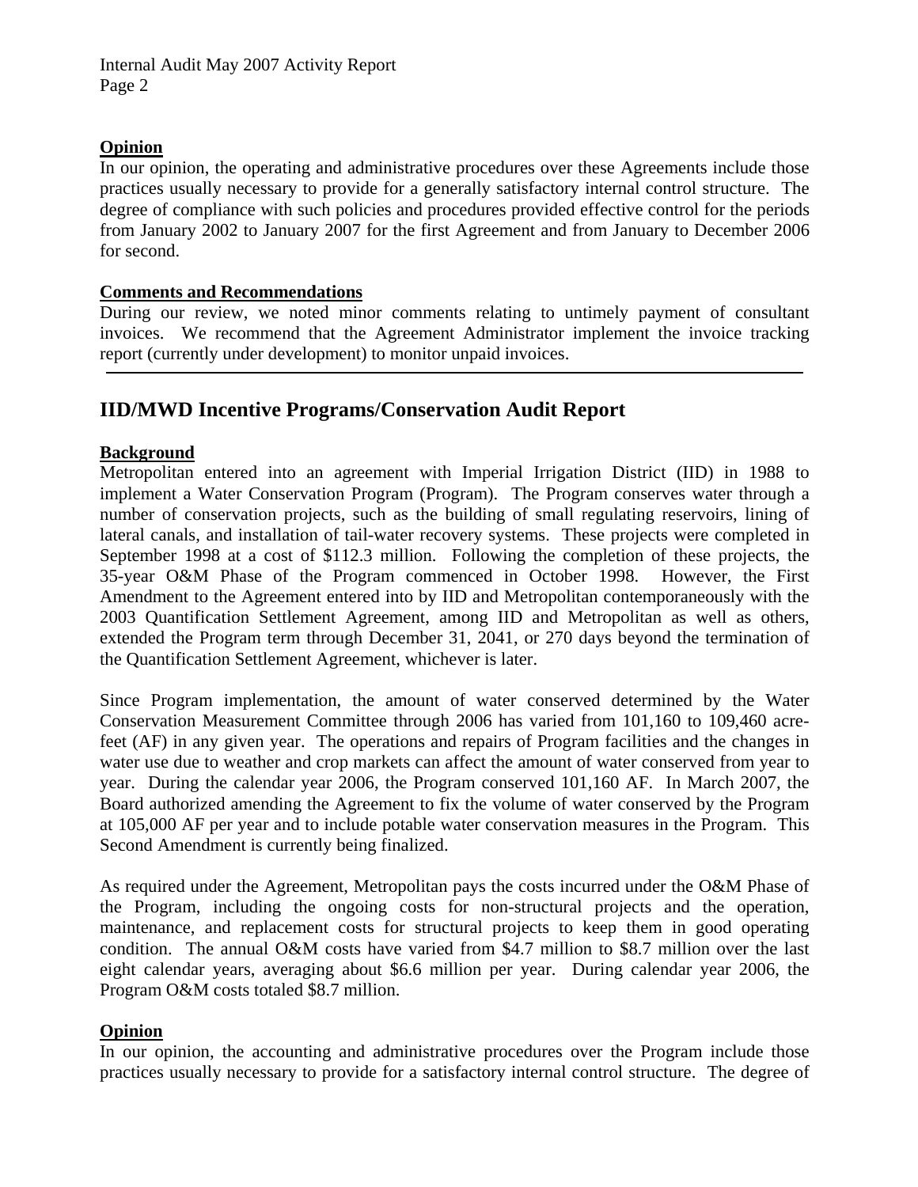**Opinion**

In our opinion, the operating and administrative procedures over these Agreements include those practices usually necessary to provide for a generally satisfactory internal control structure. The degree of compliance with such policies and procedures provided effective control for the periods from January 2002 to January 2007 for the first Agreement and from January to December 2006 for second.

**Comments and Recommendations**

During our review, we noted minor comments relating to untimely payment of consultant invoices. We recommend that the Agreement Administrator implement the invoice tracking report (currently under development) to monitor unpaid invoices.

---

## IID/MWD Incentive Programs/Conservation Audit Report

**Background**

Metropolitan entered into an agreement with Imperial Irrigation District (IID) in 1988 to implement a Water Conservation Program (Program). The Program conserves water through a number of conservation projects, such as the building of small regulating reservoirs, lining of lateral canals, and installation of tail-water recovery systems. These projects were completed in September 1998 at a cost of $112.3 million. Following the completion of these projects, the 35-year O&M Phase of the Program commenced in October 1998. However, the First Amendment to the Agreement entered into by IID and Metropolitan contemporaneously with the 2003 Quantification Settlement Agreement, among IID and Metropolitan as well as others, extended the Program term through December 31, 2041, or 270 days beyond the termination of the Quantification Settlement Agreement, whichever is later.

Since Program implementation, the amount of water conserved determined by the Water Conservation Measurement Committee through 2006 has varied from 101,160 to 109,460 acre-feet (AF) in any given year. The operations and repairs of Program facilities and the changes in water use due to weather and crop markets can affect the amount of water conserved from year to year. During the calendar year 2006, the Program conserved 101,160 AF. In March 2007, the Board authorized amending the Agreement to fix the volume of water conserved by the Program at 105,000 AF per year and to include potable water conservation measures in the Program. This Second Amendment is currently being finalized.

As required under the Agreement, Metropolitan pays the costs incurred under the O&M Phase of the Program, including the ongoing costs for non-structural projects and the operation, maintenance, and replacement costs for structural projects to keep them in good operating condition. The annual O&M costs have varied from $4.7 million to $8.7 million over the last eight calendar years, averaging about $6.6 million per year. During calendar year 2006, the Program O&M costs totaled $8.7 million.

**Opinion**

In our opinion, the accounting and administrative procedures over the Program include those practices usually necessary to provide for a satisfactory internal control structure. The degree of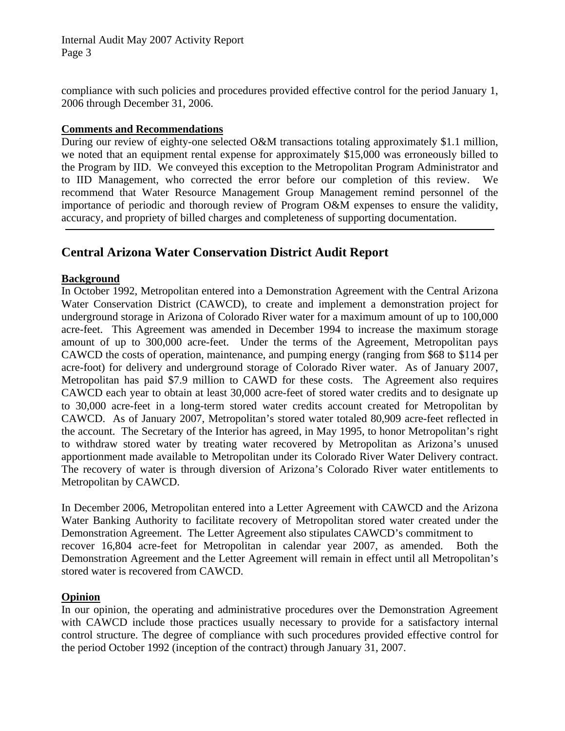compliance with such policies and procedures provided effective control for the period January 1, 2006 through December 31, 2006.

**Comments and Recommendations**

During our review of eighty-one selected O&M transactions totaling approximately $1.1 million, we noted that an equipment rental expense for approximately $15,000 was erroneously billed to the Program by IID. We conveyed this exception to the Metropolitan Program Administrator and to IID Management, who corrected the error before our completion of this review. We recommend that Water Resource Management Group Management remind personnel of the importance of periodic and thorough review of Program O&M expenses to ensure the validity, accuracy, and propriety of billed charges and completeness of supporting documentation.

---

## Central Arizona Water Conservation District Audit Report

**Background**

In October 1992, Metropolitan entered into a Demonstration Agreement with the Central Arizona Water Conservation District (CAWCD), to create and implement a demonstration project for underground storage in Arizona of Colorado River water for a maximum amount of up to 100,000 acre-feet. This Agreement was amended in December 1994 to increase the maximum storage amount of up to 300,000 acre-feet. Under the terms of the Agreement, Metropolitan pays CAWCD the costs of operation, maintenance, and pumping energy (ranging from $68 to $114 per acre-foot) for delivery and underground storage of Colorado River water. As of January 2007, Metropolitan has paid $7.9 million to CAWD for these costs. The Agreement also requires CAWCD each year to obtain at least 30,000 acre-feet of stored water credits and to designate up to 30,000 acre-feet in a long-term stored water credits account created for Metropolitan by CAWCD. As of January 2007, Metropolitan's stored water totaled 80,909 acre-feet reflected in the account. The Secretary of the Interior has agreed, in May 1995, to honor Metropolitan's right to withdraw stored water by treating water recovered by Metropolitan as Arizona's unused apportionment made available to Metropolitan under its Colorado River Water Delivery contract. The recovery of water is through diversion of Arizona's Colorado River water entitlements to Metropolitan by CAWCD.

In December 2006, Metropolitan entered into a Letter Agreement with CAWCD and the Arizona Water Banking Authority to facilitate recovery of Metropolitan stored water created under the Demonstration Agreement. The Letter Agreement also stipulates CAWCD's commitment to recover 16,804 acre-feet for Metropolitan in calendar year 2007, as amended. Both the Demonstration Agreement and the Letter Agreement will remain in effect until all Metropolitan's stored water is recovered from CAWCD.

**Opinion**

In our opinion, the operating and administrative procedures over the Demonstration Agreement with CAWCD include those practices usually necessary to provide for a satisfactory internal control structure. The degree of compliance with such procedures provided effective control for the period October 1992 (inception of the contract) through January 31, 2007.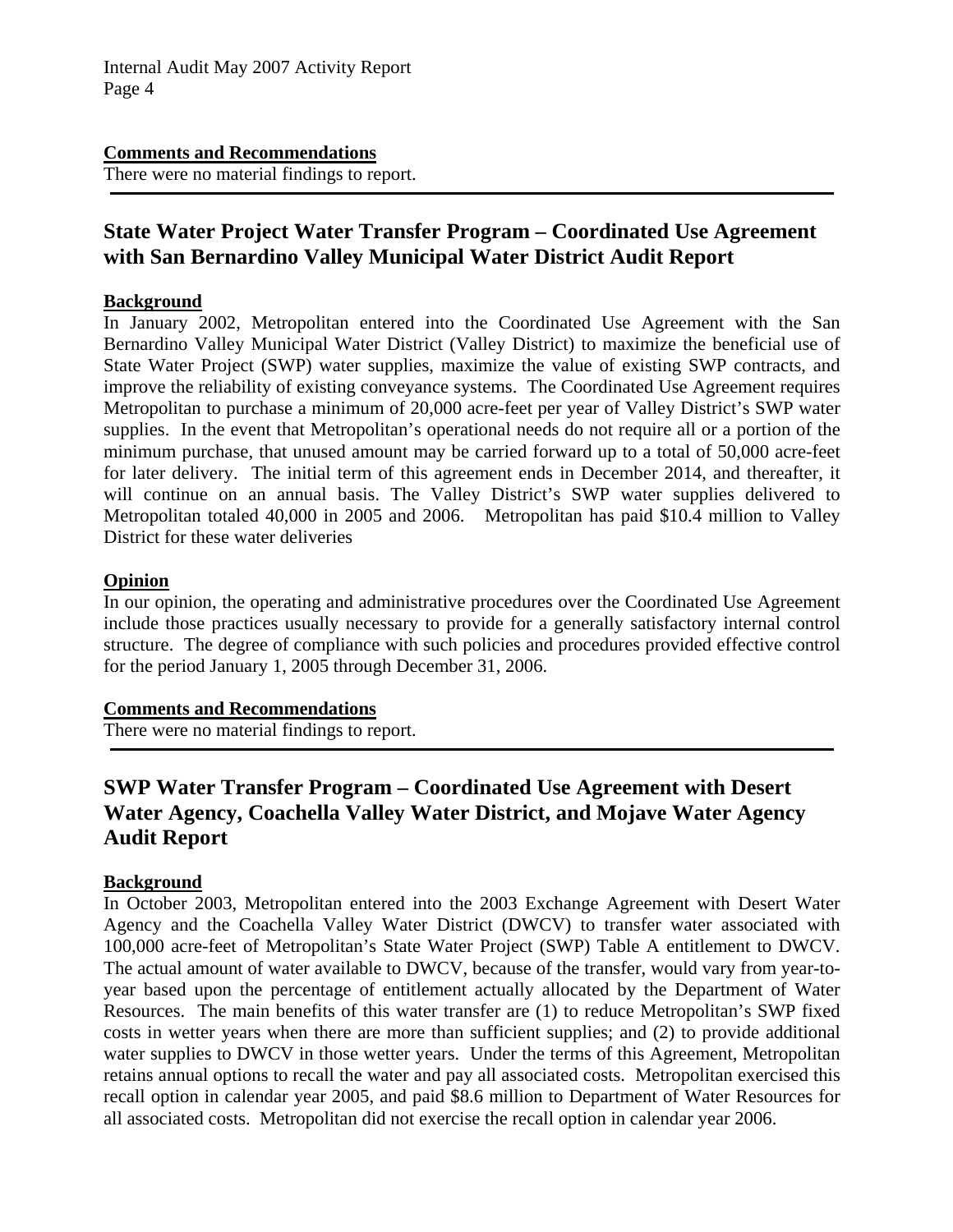**Comments and Recommendations**

There were no material findings to report.

---

## State Water Project Water Transfer Program – Coordinated Use Agreement with San Bernardino Valley Municipal Water District Audit Report

**Background**

In January 2002, Metropolitan entered into the Coordinated Use Agreement with the San Bernardino Valley Municipal Water District (Valley District) to maximize the beneficial use of State Water Project (SWP) water supplies, maximize the value of existing SWP contracts, and improve the reliability of existing conveyance systems. The Coordinated Use Agreement requires Metropolitan to purchase a minimum of 20,000 acre-feet per year of Valley District's SWP water supplies. In the event that Metropolitan's operational needs do not require all or a portion of the minimum purchase, that unused amount may be carried forward up to a total of 50,000 acre-feet for later delivery. The initial term of this agreement ends in December 2014, and thereafter, it will continue on an annual basis. The Valley District's SWP water supplies delivered to Metropolitan totaled 40,000 in 2005 and 2006. Metropolitan has paid $10.4 million to Valley District for these water deliveries

**Opinion**

In our opinion, the operating and administrative procedures over the Coordinated Use Agreement include those practices usually necessary to provide for a generally satisfactory internal control structure. The degree of compliance with such policies and procedures provided effective control for the period January 1, 2005 through December 31, 2006.

**Comments and Recommendations**

There were no material findings to report.

---

## SWP Water Transfer Program – Coordinated Use Agreement with Desert Water Agency, Coachella Valley Water District, and Mojave Water Agency Audit Report

**Background**

In October 2003, Metropolitan entered into the 2003 Exchange Agreement with Desert Water Agency and the Coachella Valley Water District (DWCV) to transfer water associated with 100,000 acre-feet of Metropolitan's State Water Project (SWP) Table A entitlement to DWCV. The actual amount of water available to DWCV, because of the transfer, would vary from year-to-year based upon the percentage of entitlement actually allocated by the Department of Water Resources. The main benefits of this water transfer are (1) to reduce Metropolitan's SWP fixed costs in wetter years when there are more than sufficient supplies; and (2) to provide additional water supplies to DWCV in those wetter years. Under the terms of this Agreement, Metropolitan retains annual options to recall the water and pay all associated costs. Metropolitan exercised this recall option in calendar year 2005, and paid $8.6 million to Department of Water Resources for all associated costs. Metropolitan did not exercise the recall option in calendar year 2006.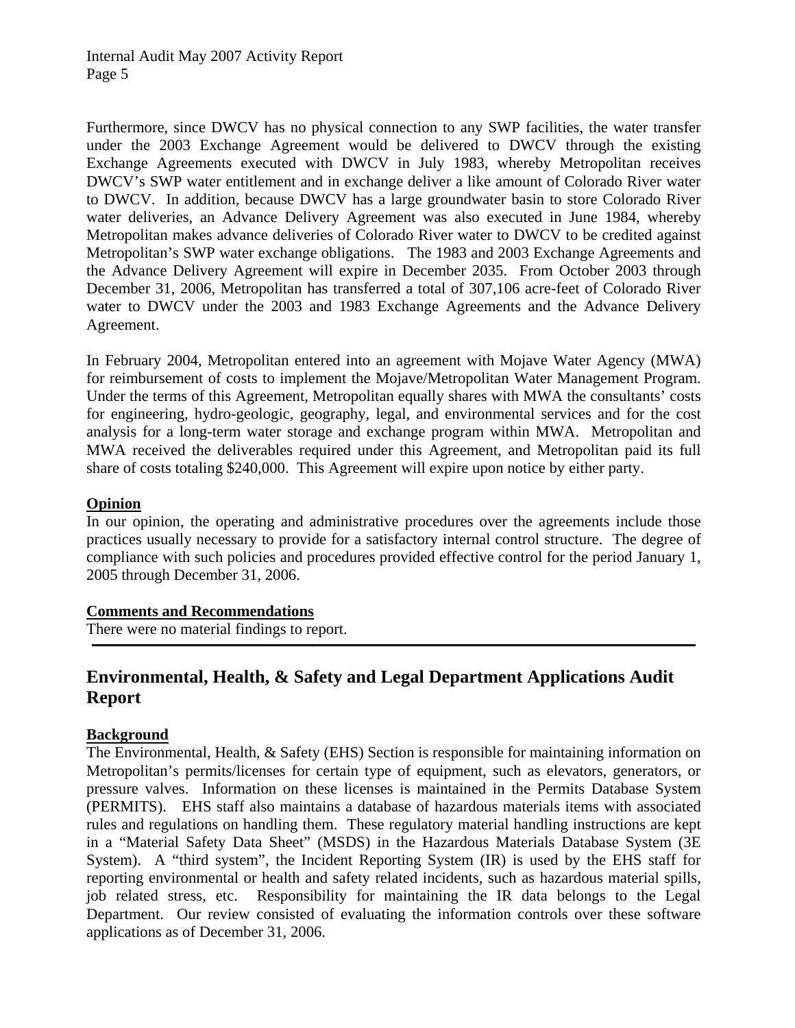Furthermore, since DWCV has no physical connection to any SWP facilities, the water transfer under the 2003 Exchange Agreement would be delivered to DWCV through the existing Exchange Agreements executed with DWCV in July 1983, whereby Metropolitan receives DWCV's SWP water entitlement and in exchange deliver a like amount of Colorado River water to DWCV. In addition, because DWCV has a large groundwater basin to store Colorado River water deliveries, an Advance Delivery Agreement was also executed in June 1984, whereby Metropolitan makes advance deliveries of Colorado River water to DWCV to be credited against Metropolitan's SWP water exchange obligations. The 1983 and 2003 Exchange Agreements and the Advance Delivery Agreement will expire in December 2035. From October 2003 through December 31, 2006, Metropolitan has transferred a total of 307,106 acre-feet of Colorado River water to DWCV under the 2003 and 1983 Exchange Agreements and the Advance Delivery Agreement.

In February 2004, Metropolitan entered into an agreement with Mojave Water Agency (MWA) for reimbursement of costs to implement the Mojave/Metropolitan Water Management Program. Under the terms of this Agreement, Metropolitan equally shares with MWA the consultants' costs for engineering, hydro-geologic, geography, legal, and environmental services and for the cost analysis for a long-term water storage and exchange program within MWA. Metropolitan and MWA received the deliverables required under this Agreement, and Metropolitan paid its full share of costs totaling $240,000. This Agreement will expire upon notice by either party.

**Opinion**

In our opinion, the operating and administrative procedures over the agreements include those practices usually necessary to provide for a satisfactory internal control structure. The degree of compliance with such policies and procedures provided effective control for the period January 1, 2005 through December 31, 2006.

**Comments and Recommendations**

There were no material findings to report.

---

## Environmental, Health, & Safety and Legal Department Applications Audit Report

**Background**

The Environmental, Health, & Safety (EHS) Section is responsible for maintaining information on Metropolitan's permits/licenses for certain type of equipment, such as elevators, generators, or pressure valves. Information on these licenses is maintained in the Permits Database System (PERMITS). EHS staff also maintains a database of hazardous materials items with associated rules and regulations on handling them. These regulatory material handling instructions are kept in a "Material Safety Data Sheet" (MSDS) in the Hazardous Materials Database System (3E System). A "third system", the Incident Reporting System (IR) is used by the EHS staff for reporting environmental or health and safety related incidents, such as hazardous material spills, job related stress, etc. Responsibility for maintaining the IR data belongs to the Legal Department. Our review consisted of evaluating the information controls over these software applications as of December 31, 2006.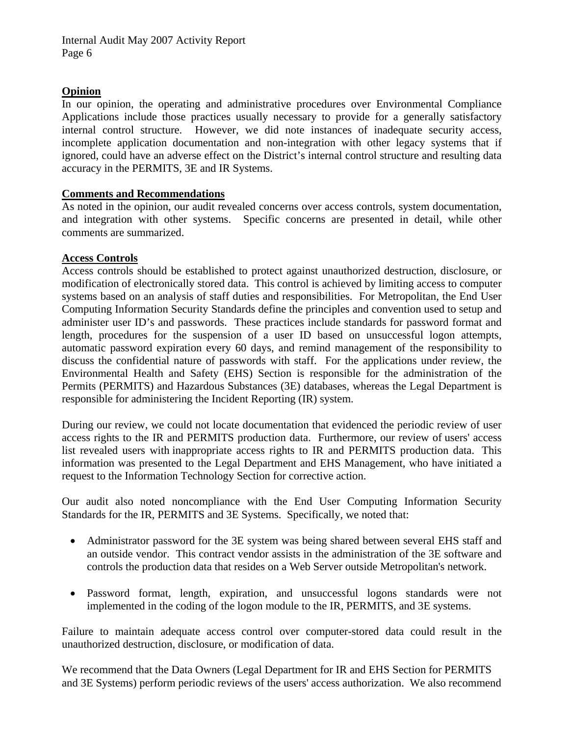**Opinion**

In our opinion, the operating and administrative procedures over Environmental Compliance Applications include those practices usually necessary to provide for a generally satisfactory internal control structure. However, we did note instances of inadequate security access, incomplete application documentation and non-integration with other legacy systems that if ignored, could have an adverse effect on the District's internal control structure and resulting data accuracy in the PERMITS, 3E and IR Systems.

**Comments and Recommendations**

As noted in the opinion, our audit revealed concerns over access controls, system documentation, and integration with other systems. Specific concerns are presented in detail, while other comments are summarized.

**Access Controls**

Access controls should be established to protect against unauthorized destruction, disclosure, or modification of electronically stored data. This control is achieved by limiting access to computer systems based on an analysis of staff duties and responsibilities. For Metropolitan, the End User Computing Information Security Standards define the principles and convention used to setup and administer user ID's and passwords. These practices include standards for password format and length, procedures for the suspension of a user ID based on unsuccessful logon attempts, automatic password expiration every 60 days, and remind management of the responsibility to discuss the confidential nature of passwords with staff. For the applications under review, the Environmental Health and Safety (EHS) Section is responsible for the administration of the Permits (PERMITS) and Hazardous Substances (3E) databases, whereas the Legal Department is responsible for administering the Incident Reporting (IR) system.

During our review, we could not locate documentation that evidenced the periodic review of user access rights to the IR and PERMITS production data. Furthermore, our review of users' access list revealed users with inappropriate access rights to IR and PERMITS production data. This information was presented to the Legal Department and EHS Management, who have initiated a request to the Information Technology Section for corrective action.

Our audit also noted noncompliance with the End User Computing Information Security Standards for the IR, PERMITS and 3E Systems. Specifically, we noted that:

- Administrator password for the 3E system was being shared between several EHS staff and an outside vendor. This contract vendor assists in the administration of the 3E software and controls the production data that resides on a Web Server outside Metropolitan's network.

- Password format, length, expiration, and unsuccessful logons standards were not implemented in the coding of the logon module to the IR, PERMITS, and 3E systems.

Failure to maintain adequate access control over computer-stored data could result in the unauthorized destruction, disclosure, or modification of data.

We recommend that the Data Owners (Legal Department for IR and EHS Section for PERMITS and 3E Systems) perform periodic reviews of the users' access authorization. We also recommend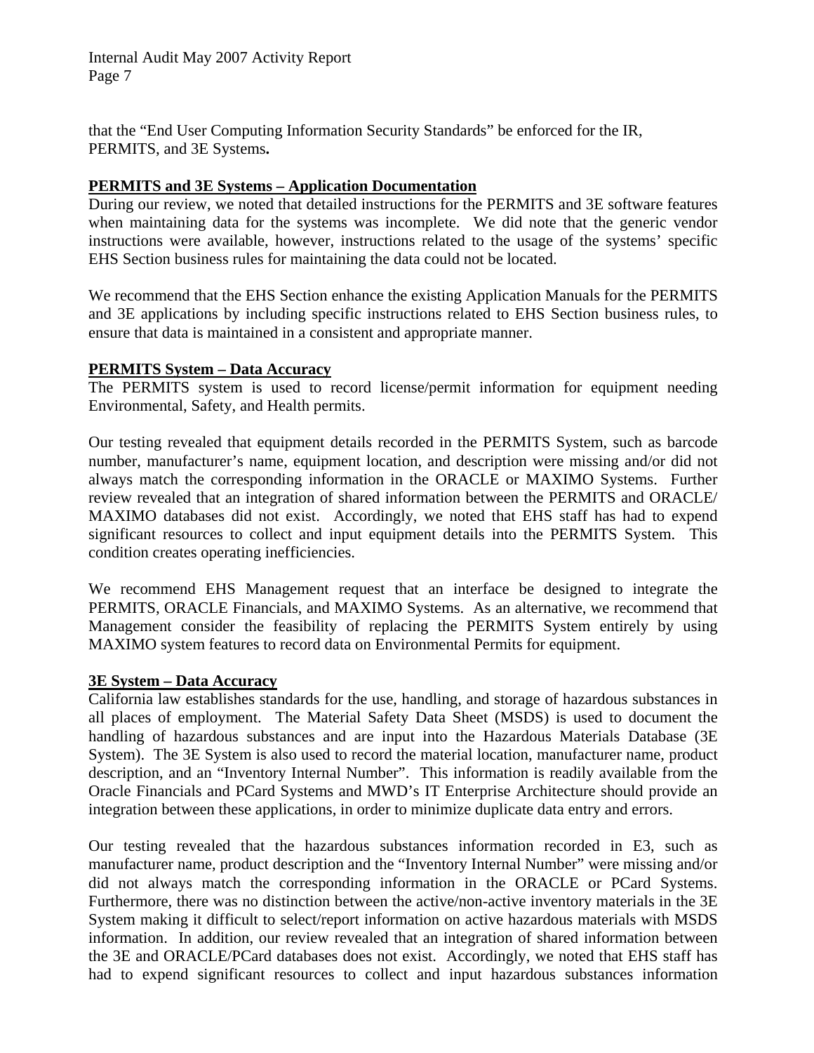that the "End User Computing Information Security Standards" be enforced for the IR, PERMITS, and 3E Systems**.**

**PERMITS and 3E Systems – Application Documentation**

During our review, we noted that detailed instructions for the PERMITS and 3E software features when maintaining data for the systems was incomplete. We did note that the generic vendor instructions were available, however, instructions related to the usage of the systems' specific EHS Section business rules for maintaining the data could not be located.

We recommend that the EHS Section enhance the existing Application Manuals for the PERMITS and 3E applications by including specific instructions related to EHS Section business rules, to ensure that data is maintained in a consistent and appropriate manner.

**PERMITS System – Data Accuracy**

The PERMITS system is used to record license/permit information for equipment needing Environmental, Safety, and Health permits.

Our testing revealed that equipment details recorded in the PERMITS System, such as barcode number, manufacturer's name, equipment location, and description were missing and/or did not always match the corresponding information in the ORACLE or MAXIMO Systems. Further review revealed that an integration of shared information between the PERMITS and ORACLE/ MAXIMO databases did not exist. Accordingly, we noted that EHS staff has had to expend significant resources to collect and input equipment details into the PERMITS System. This condition creates operating inefficiencies.

We recommend EHS Management request that an interface be designed to integrate the PERMITS, ORACLE Financials, and MAXIMO Systems. As an alternative, we recommend that Management consider the feasibility of replacing the PERMITS System entirely by using MAXIMO system features to record data on Environmental Permits for equipment.

**3E System – Data Accuracy**

California law establishes standards for the use, handling, and storage of hazardous substances in all places of employment. The Material Safety Data Sheet (MSDS) is used to document the handling of hazardous substances and are input into the Hazardous Materials Database (3E System). The 3E System is also used to record the material location, manufacturer name, product description, and an "Inventory Internal Number". This information is readily available from the Oracle Financials and PCard Systems and MWD's IT Enterprise Architecture should provide an integration between these applications, in order to minimize duplicate data entry and errors.

Our testing revealed that the hazardous substances information recorded in E3, such as manufacturer name, product description and the "Inventory Internal Number" were missing and/or did not always match the corresponding information in the ORACLE or PCard Systems. Furthermore, there was no distinction between the active/non-active inventory materials in the 3E System making it difficult to select/report information on active hazardous materials with MSDS information. In addition, our review revealed that an integration of shared information between the 3E and ORACLE/PCard databases does not exist. Accordingly, we noted that EHS staff has had to expend significant resources to collect and input hazardous substances information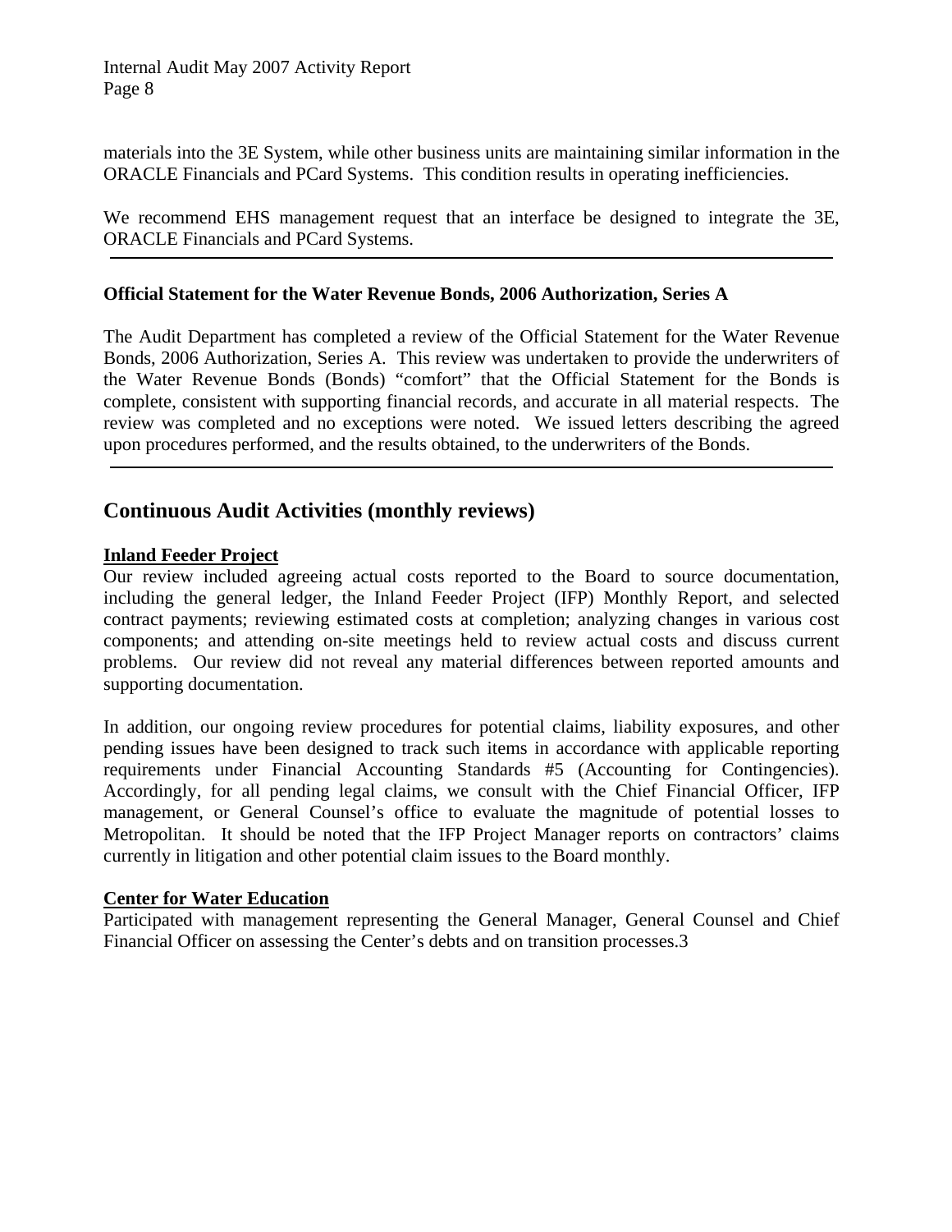materials into the 3E System, while other business units are maintaining similar information in the ORACLE Financials and PCard Systems. This condition results in operating inefficiencies.

We recommend EHS management request that an interface be designed to integrate the 3E, ORACLE Financials and PCard Systems.

---

**Official Statement for the Water Revenue Bonds, 2006 Authorization, Series A**

The Audit Department has completed a review of the Official Statement for the Water Revenue Bonds, 2006 Authorization, Series A. This review was undertaken to provide the underwriters of the Water Revenue Bonds (Bonds) "comfort" that the Official Statement for the Bonds is complete, consistent with supporting financial records, and accurate in all material respects. The review was completed and no exceptions were noted. We issued letters describing the agreed upon procedures performed, and the results obtained, to the underwriters of the Bonds.

---

## Continuous Audit Activities (monthly reviews)

**Inland Feeder Project**

Our review included agreeing actual costs reported to the Board to source documentation, including the general ledger, the Inland Feeder Project (IFP) Monthly Report, and selected contract payments; reviewing estimated costs at completion; analyzing changes in various cost components; and attending on-site meetings held to review actual costs and discuss current problems. Our review did not reveal any material differences between reported amounts and supporting documentation.

In addition, our ongoing review procedures for potential claims, liability exposures, and other pending issues have been designed to track such items in accordance with applicable reporting requirements under Financial Accounting Standards #5 (Accounting for Contingencies). Accordingly, for all pending legal claims, we consult with the Chief Financial Officer, IFP management, or General Counsel's office to evaluate the magnitude of potential losses to Metropolitan. It should be noted that the IFP Project Manager reports on contractors' claims currently in litigation and other potential claim issues to the Board monthly.

**Center for Water Education**

Participated with management representing the General Manager, General Counsel and Chief Financial Officer on assessing the Center's debts and on transition processes.3